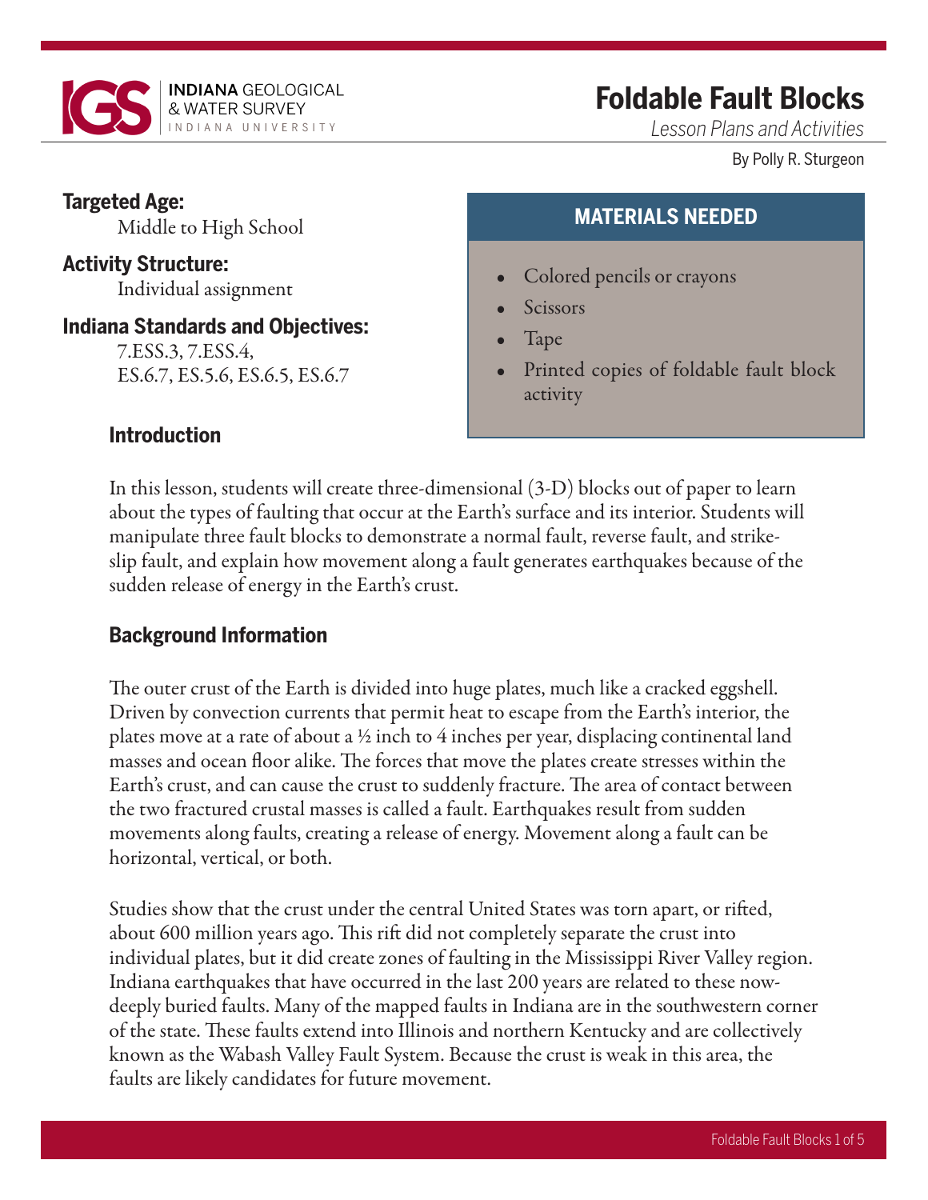INDIANA GEOLOGICAL & WATER SURVEY
INDIANA UNIVERSITY

# Foldable Fault Blocks

*Lesson Plans and Activities*

By Polly R. Sturgeon

**Targeted Age:**
Middle to High School

**Activity Structure:**
Individual assignment

**Indiana Standards and Objectives:**
7.ESS.3, 7.ESS.4,
ES.6.7, ES.5.6, ES.6.5, ES.6.7

## MATERIALS NEEDED

- Colored pencils or crayons
- Scissors
- Tape
- Printed copies of foldable fault block activity

## Introduction

In this lesson, students will create three-dimensional (3-D) blocks out of paper to learn about the types of faulting that occur at the Earth's surface and its interior. Students will manipulate three fault blocks to demonstrate a normal fault, reverse fault, and strike-slip fault, and explain how movement along a fault generates earthquakes because of the sudden release of energy in the Earth's crust.

## Background Information

The outer crust of the Earth is divided into huge plates, much like a cracked eggshell. Driven by convection currents that permit heat to escape from the Earth's interior, the plates move at a rate of about a ½ inch to 4 inches per year, displacing continental land masses and ocean floor alike. The forces that move the plates create stresses within the Earth's crust, and can cause the crust to suddenly fracture. The area of contact between the two fractured crustal masses is called a fault. Earthquakes result from sudden movements along faults, creating a release of energy. Movement along a fault can be horizontal, vertical, or both.

Studies show that the crust under the central United States was torn apart, or rifted, about 600 million years ago. This rift did not completely separate the crust into individual plates, but it did create zones of faulting in the Mississippi River Valley region. Indiana earthquakes that have occurred in the last 200 years are related to these now-deeply buried faults. Many of the mapped faults in Indiana are in the southwestern corner of the state. These faults extend into Illinois and northern Kentucky and are collectively known as the Wabash Valley Fault System. Because the crust is weak in this area, the faults are likely candidates for future movement.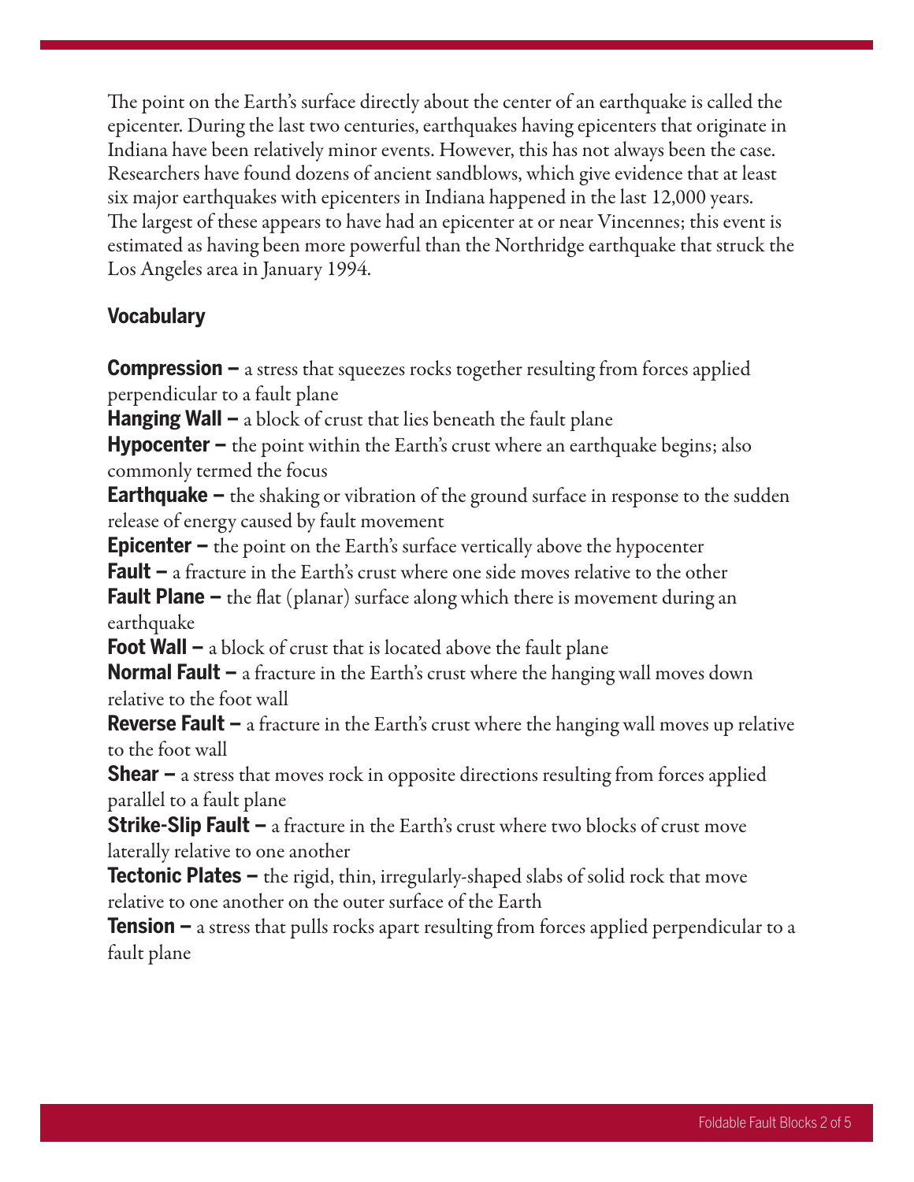The point on the Earth's surface directly about the center of an earthquake is called the epicenter. During the last two centuries, earthquakes having epicenters that originate in Indiana have been relatively minor events. However, this has not always been the case. Researchers have found dozens of ancient sandblows, which give evidence that at least six major earthquakes with epicenters in Indiana happened in the last 12,000 years. The largest of these appears to have had an epicenter at or near Vincennes; this event is estimated as having been more powerful than the Northridge earthquake that struck the Los Angeles area in January 1994.

## Vocabulary

**Compression –** a stress that squeezes rocks together resulting from forces applied perpendicular to a fault plane

**Hanging Wall –** a block of crust that lies beneath the fault plane

**Hypocenter –** the point within the Earth's crust where an earthquake begins; also commonly termed the focus

**Earthquake –** the shaking or vibration of the ground surface in response to the sudden release of energy caused by fault movement

**Epicenter –** the point on the Earth's surface vertically above the hypocenter

**Fault –** a fracture in the Earth's crust where one side moves relative to the other

**Fault Plane –** the flat (planar) surface along which there is movement during an earthquake

**Foot Wall –** a block of crust that is located above the fault plane

**Normal Fault –** a fracture in the Earth's crust where the hanging wall moves down relative to the foot wall

**Reverse Fault –** a fracture in the Earth's crust where the hanging wall moves up relative to the foot wall

**Shear –** a stress that moves rock in opposite directions resulting from forces applied parallel to a fault plane

**Strike-Slip Fault –** a fracture in the Earth's crust where two blocks of crust move laterally relative to one another

**Tectonic Plates –** the rigid, thin, irregularly-shaped slabs of solid rock that move relative to one another on the outer surface of the Earth

**Tension –** a stress that pulls rocks apart resulting from forces applied perpendicular to a fault plane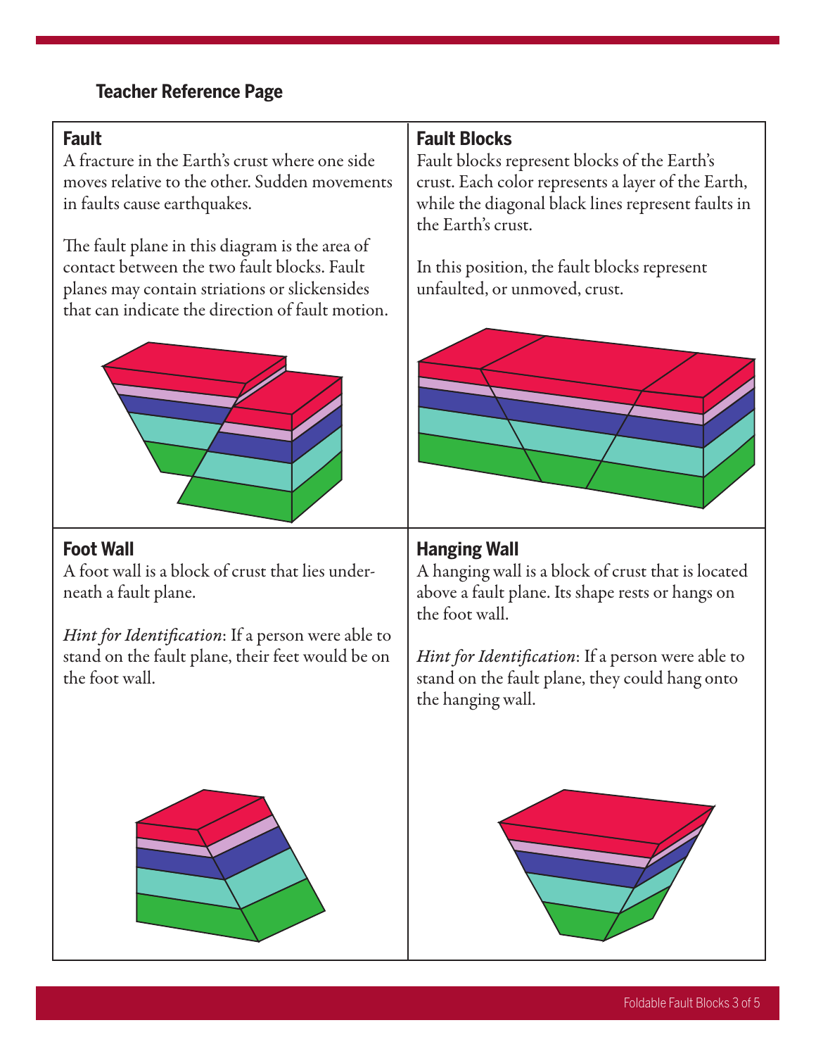## Teacher Reference Page

### Fault

A fracture in the Earth's crust where one side moves relative to the other. Sudden movements in faults cause earthquakes.

The fault plane in this diagram is the area of contact between the two fault blocks. Fault planes may contain striations or slickensides that can indicate the direction of fault motion.

### Fault Blocks

Fault blocks represent blocks of the Earth's crust. Each color represents a layer of the Earth, while the diagonal black lines represent faults in the Earth's crust.

In this position, the fault blocks represent unfaulted, or unmoved, crust.

### Foot Wall

A foot wall is a block of crust that lies underneath a fault plane.

*Hint for Identification*: If a person were able to stand on the fault plane, their feet would be on the foot wall.

### Hanging Wall

A hanging wall is a block of crust that is located above a fault plane. Its shape rests or hangs on the foot wall.

*Hint for Identification*: If a person were able to stand on the fault plane, they could hang onto the hanging wall.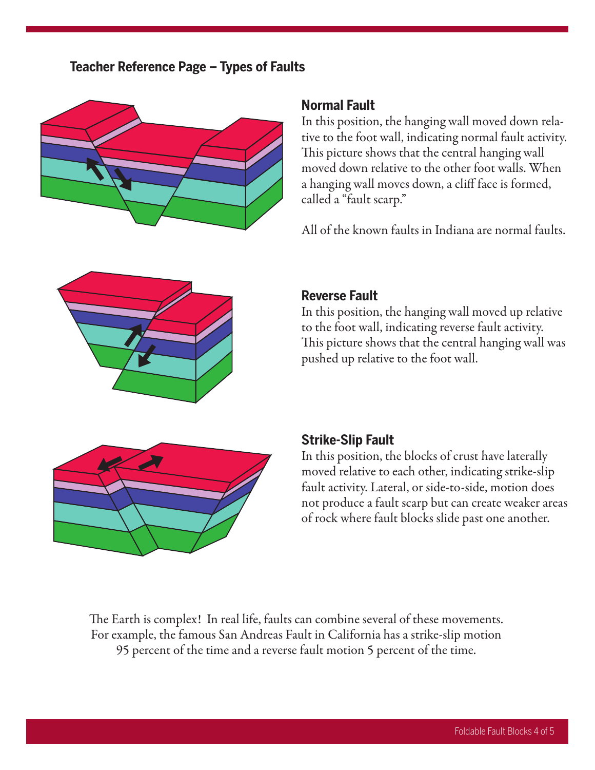## Teacher Reference Page – Types of Faults

### Normal Fault

In this position, the hanging wall moved down relative to the foot wall, indicating normal fault activity. This picture shows that the central hanging wall moved down relative to the other foot walls. When a hanging wall moves down, a cliff face is formed, called a "fault scarp."

All of the known faults in Indiana are normal faults.

### Reverse Fault

In this position, the hanging wall moved up relative to the foot wall, indicating reverse fault activity. This picture shows that the central hanging wall was pushed up relative to the foot wall.

### Strike-Slip Fault

In this position, the blocks of crust have laterally moved relative to each other, indicating strike-slip fault activity. Lateral, or side-to-side, motion does not produce a fault scarp but can create weaker areas of rock where fault blocks slide past one another.

The Earth is complex! In real life, faults can combine several of these movements. For example, the famous San Andreas Fault in California has a strike-slip motion 95 percent of the time and a reverse fault motion 5 percent of the time.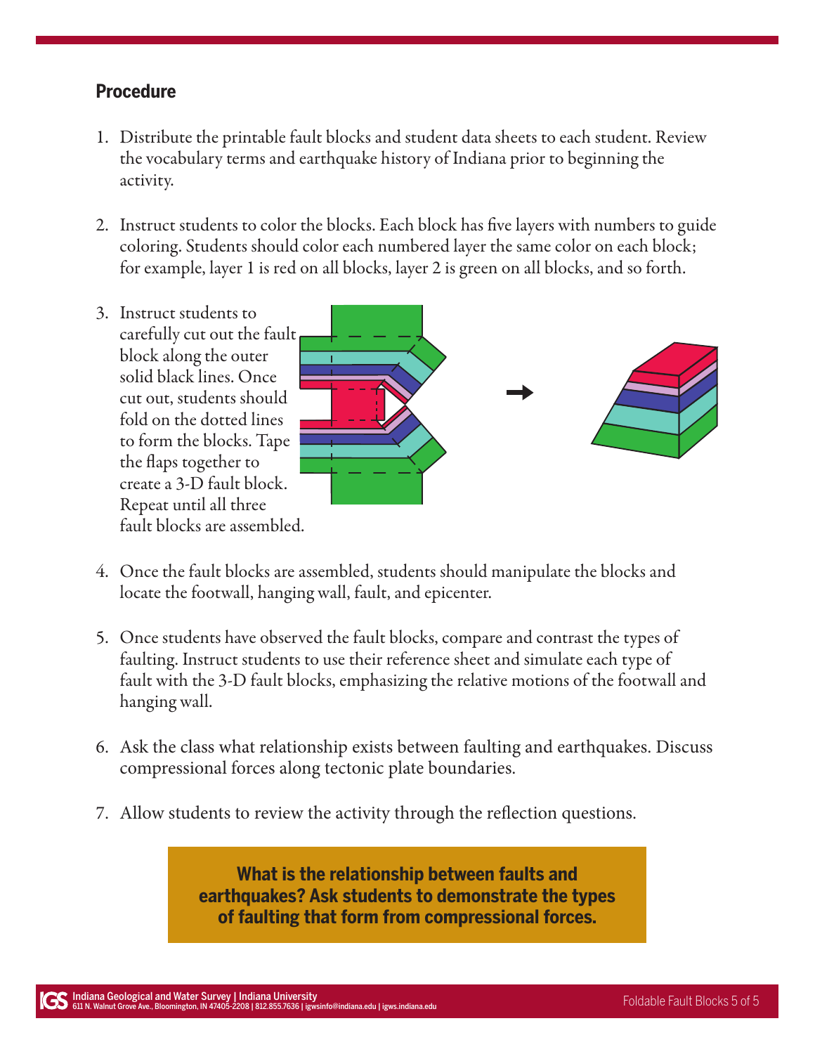## Procedure

1. Distribute the printable fault blocks and student data sheets to each student. Review the vocabulary terms and earthquake history of Indiana prior to beginning the activity.

2. Instruct students to color the blocks. Each block has five layers with numbers to guide coloring. Students should color each numbered layer the same color on each block; for example, layer 1 is red on all blocks, layer 2 is green on all blocks, and so forth.

3. Instruct students to carefully cut out the fault block along the outer solid black lines. Once cut out, students should fold on the dotted lines to form the blocks. Tape the flaps together to create a 3-D fault block. Repeat until all three fault blocks are assembled.

4. Once the fault blocks are assembled, students should manipulate the blocks and locate the footwall, hanging wall, fault, and epicenter.

5. Once students have observed the fault blocks, compare and contrast the types of faulting. Instruct students to use their reference sheet and simulate each type of fault with the 3-D fault blocks, emphasizing the relative motions of the footwall and hanging wall.

6. Ask the class what relationship exists between faulting and earthquakes. Discuss compressional forces along tectonic plate boundaries.

7. Allow students to review the activity through the reflection questions.

**What is the relationship between faults and earthquakes? Ask students to demonstrate the types of faulting that form from compressional forces.**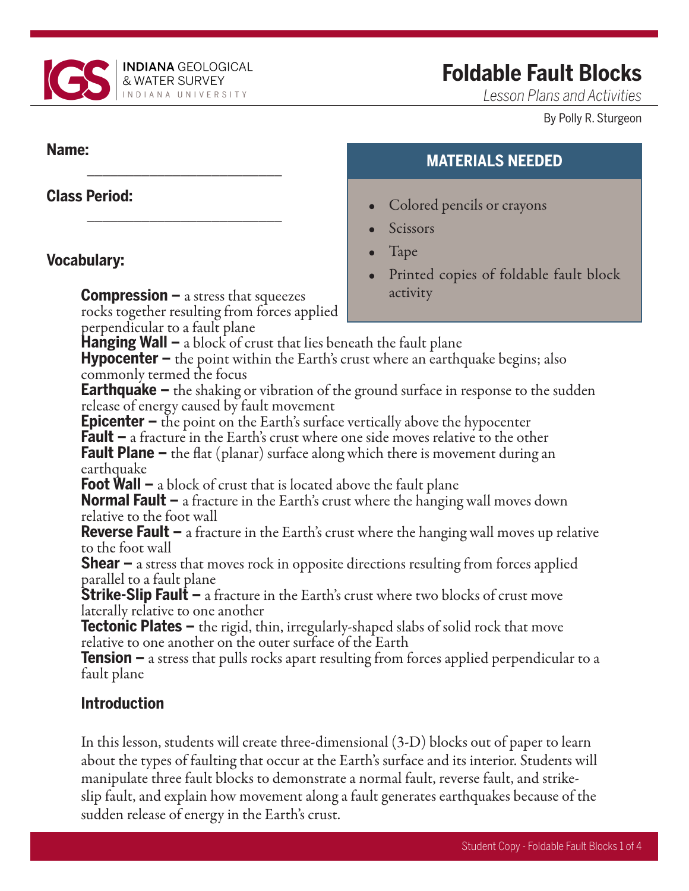# Foldable Fault Blocks

*Lesson Plans and Activities*

By Polly R. Sturgeon

**Name:** ___________________________

**Class Period:** ___________________________

## MATERIALS NEEDED

- Colored pencils or crayons
- Scissors
- Tape
- Printed copies of foldable fault block activity

## Vocabulary:

**Compression –** a stress that squeezes rocks together resulting from forces applied perpendicular to a fault plane

**Hanging Wall –** a block of crust that lies beneath the fault plane

**Hypocenter –** the point within the Earth's crust where an earthquake begins; also commonly termed the focus

**Earthquake –** the shaking or vibration of the ground surface in response to the sudden release of energy caused by fault movement

**Epicenter –** the point on the Earth's surface vertically above the hypocenter

**Fault –** a fracture in the Earth's crust where one side moves relative to the other

**Fault Plane –** the flat (planar) surface along which there is movement during an earthquake

**Foot Wall –** a block of crust that is located above the fault plane

**Normal Fault –** a fracture in the Earth's crust where the hanging wall moves down relative to the foot wall

**Reverse Fault –** a fracture in the Earth's crust where the hanging wall moves up relative to the foot wall

**Shear –** a stress that moves rock in opposite directions resulting from forces applied parallel to a fault plane

**Strike-Slip Fault –** a fracture in the Earth's crust where two blocks of crust move laterally relative to one another

**Tectonic Plates –** the rigid, thin, irregularly-shaped slabs of solid rock that move relative to one another on the outer surface of the Earth

**Tension –** a stress that pulls rocks apart resulting from forces applied perpendicular to a fault plane

## Introduction

In this lesson, students will create three-dimensional (3-D) blocks out of paper to learn about the types of faulting that occur at the Earth's surface and its interior. Students will manipulate three fault blocks to demonstrate a normal fault, reverse fault, and strike-slip fault, and explain how movement along a fault generates earthquakes because of the sudden release of energy in the Earth's crust.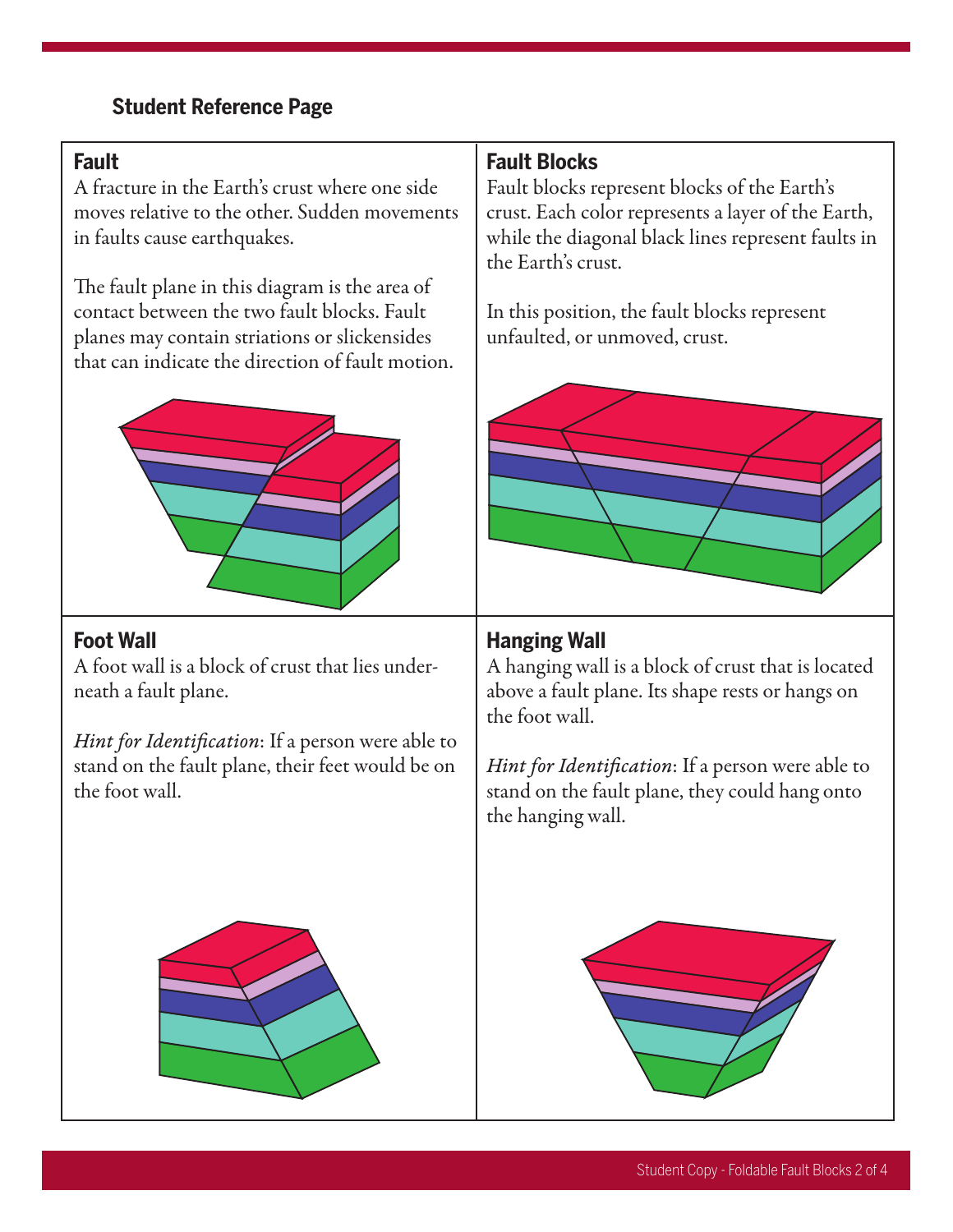## Student Reference Page

### Fault

A fracture in the Earth's crust where one side moves relative to the other. Sudden movements in faults cause earthquakes.

The fault plane in this diagram is the area of contact between the two fault blocks. Fault planes may contain striations or slickensides that can indicate the direction of fault motion.

### Fault Blocks

Fault blocks represent blocks of the Earth's crust. Each color represents a layer of the Earth, while the diagonal black lines represent faults in the Earth's crust.

In this position, the fault blocks represent unfaulted, or unmoved, crust.

### Foot Wall

A foot wall is a block of crust that lies underneath a fault plane.

*Hint for Identification*: If a person were able to stand on the fault plane, their feet would be on the foot wall.

### Hanging Wall

A hanging wall is a block of crust that is located above a fault plane. Its shape rests or hangs on the foot wall.

*Hint for Identification*: If a person were able to stand on the fault plane, they could hang onto the hanging wall.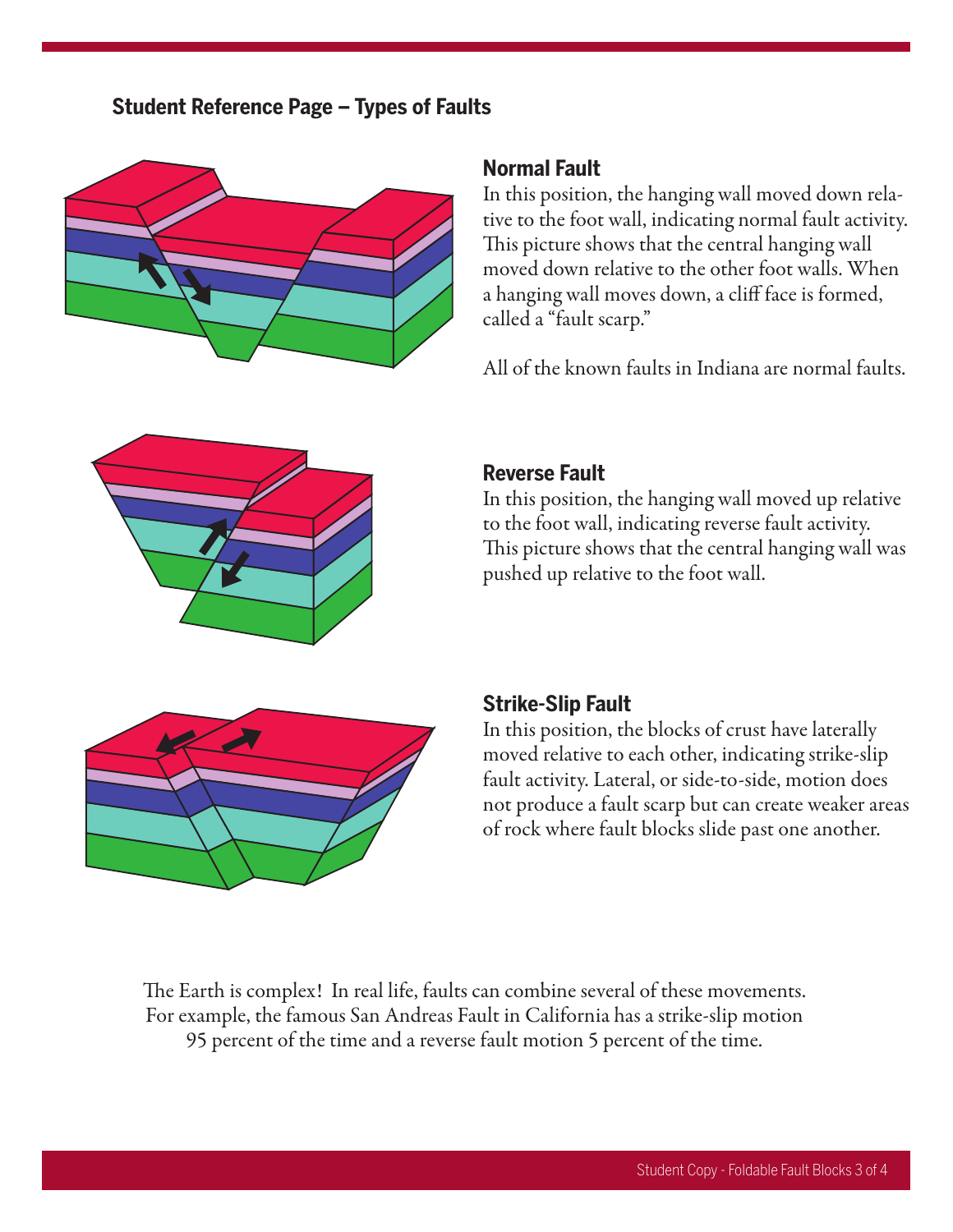## Student Reference Page – Types of Faults

### Normal Fault

In this position, the hanging wall moved down relative to the foot wall, indicating normal fault activity. This picture shows that the central hanging wall moved down relative to the other foot walls. When a hanging wall moves down, a cliff face is formed, called a "fault scarp."

All of the known faults in Indiana are normal faults.

### Reverse Fault

In this position, the hanging wall moved up relative to the foot wall, indicating reverse fault activity. This picture shows that the central hanging wall was pushed up relative to the foot wall.

### Strike-Slip Fault

In this position, the blocks of crust have laterally moved relative to each other, indicating strike-slip fault activity. Lateral, or side-to-side, motion does not produce a fault scarp but can create weaker areas of rock where fault blocks slide past one another.

The Earth is complex! In real life, faults can combine several of these movements. For example, the famous San Andreas Fault in California has a strike-slip motion 95 percent of the time and a reverse fault motion 5 percent of the time.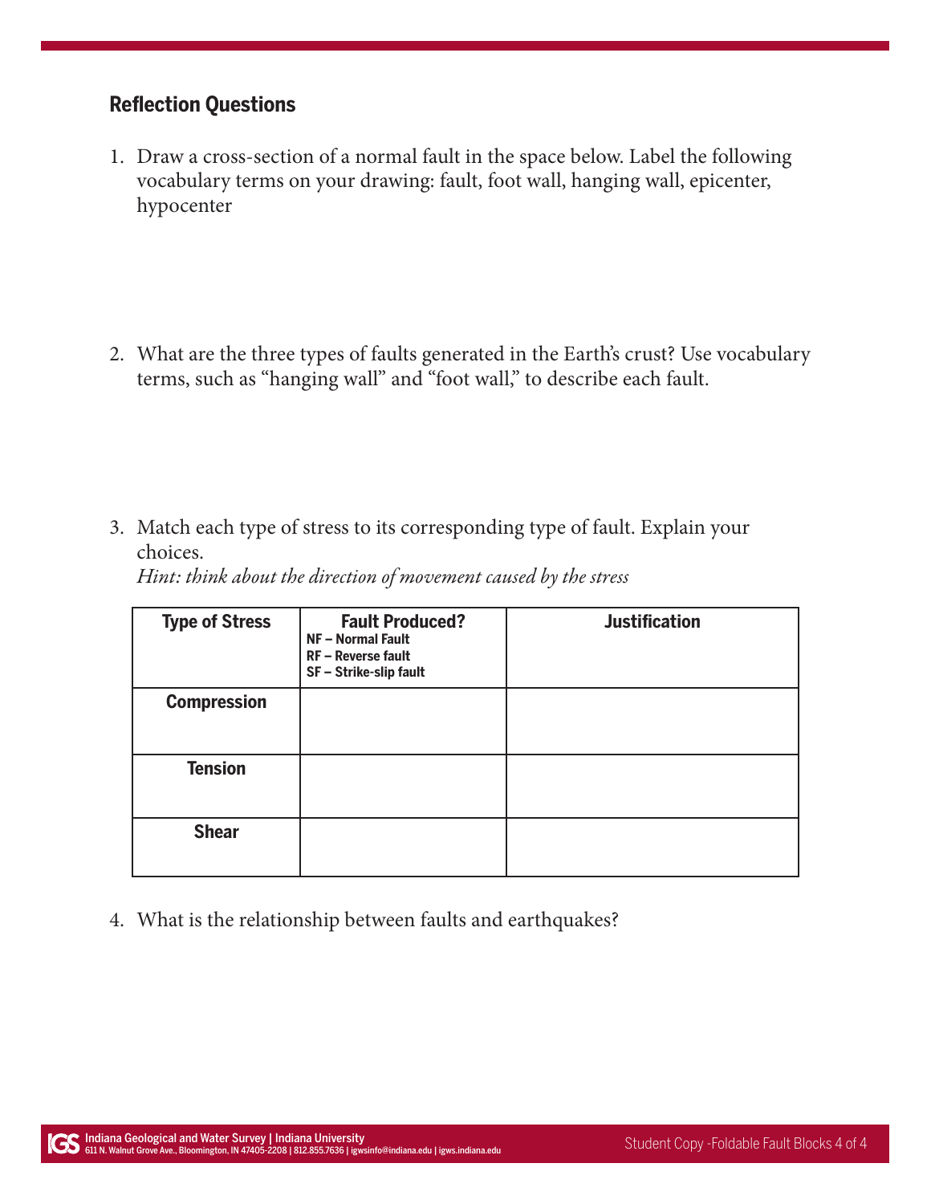## Reflection Questions

1. Draw a cross-section of a normal fault in the space below. Label the following vocabulary terms on your drawing: fault, foot wall, hanging wall, epicenter, hypocenter

2. What are the three types of faults generated in the Earth's crust? Use vocabulary terms, such as "hanging wall" and "foot wall," to describe each fault.

3. Match each type of stress to its corresponding type of fault. Explain your choices.
   *Hint: think about the direction of movement caused by the stress*

| Type of Stress | Fault Produced?<br>NF – Normal Fault<br>RF – Reverse fault<br>SF – Strike-slip fault | Justification |
|---|---|---|
| **Compression** | | |
| **Tension** | | |
| **Shear** | | |

4. What is the relationship between faults and earthquakes?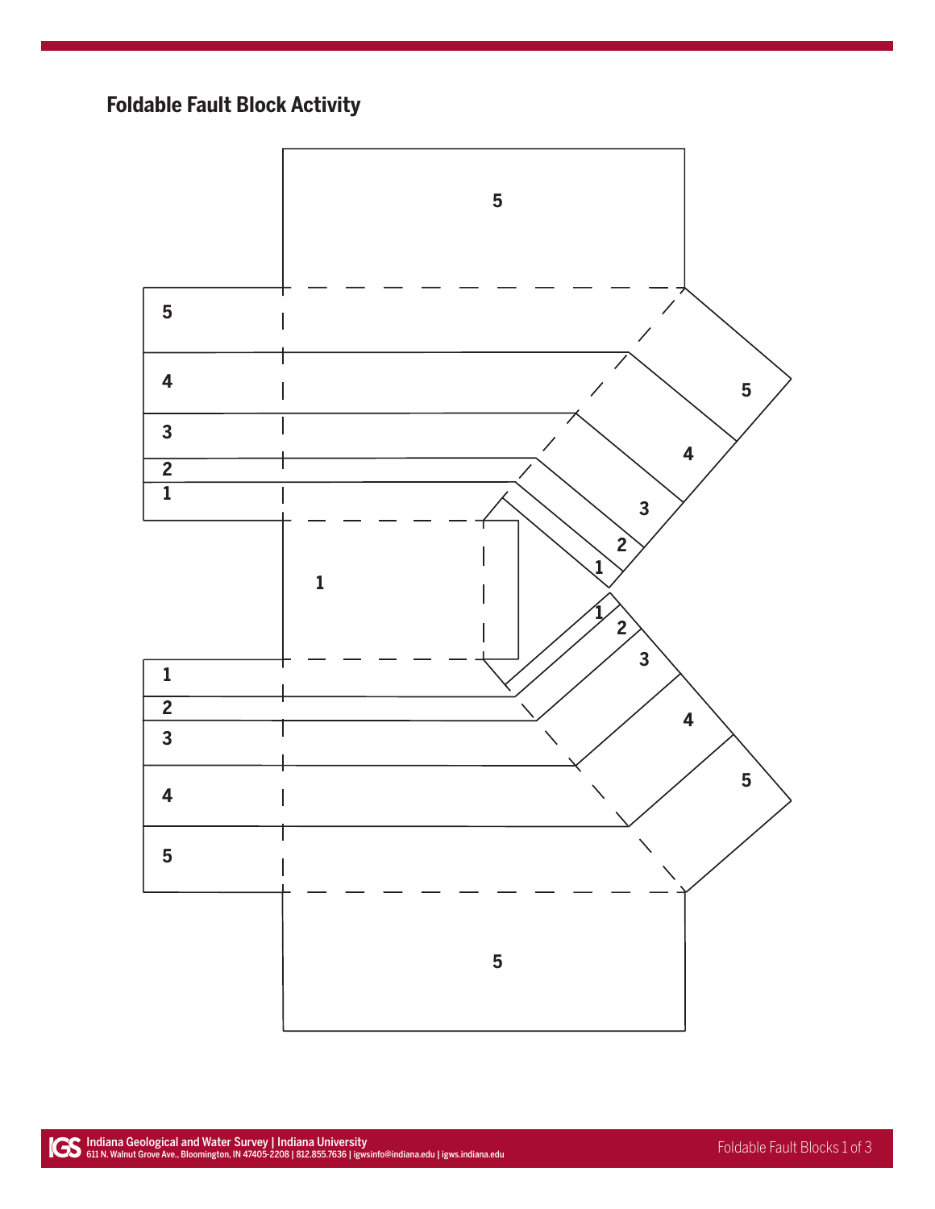# Foldable Fault Block Activity

5

5

4

3

2

1

5

4

3

2

1

1

1

2

3

4

5

1

2

3

4

5

5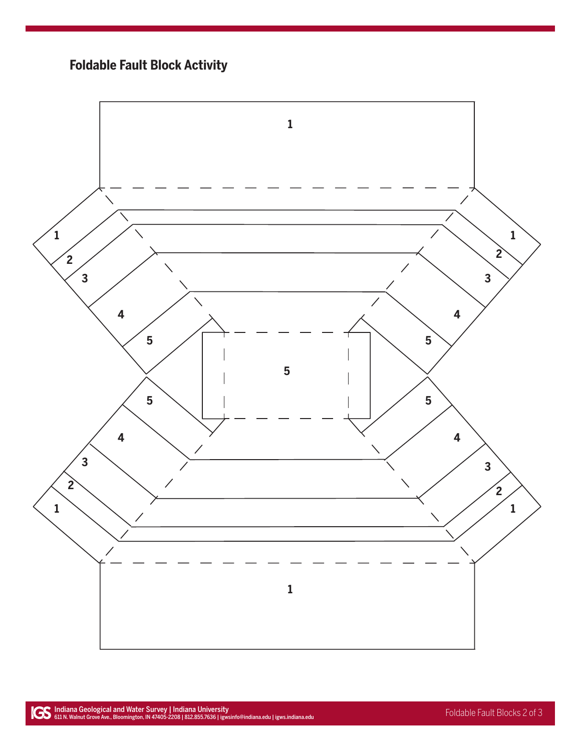## Foldable Fault Block Activity

1

1 1

2 2

3 3

4 4

5 5

5

5 5

4 4

3 3

2 2

1 1

1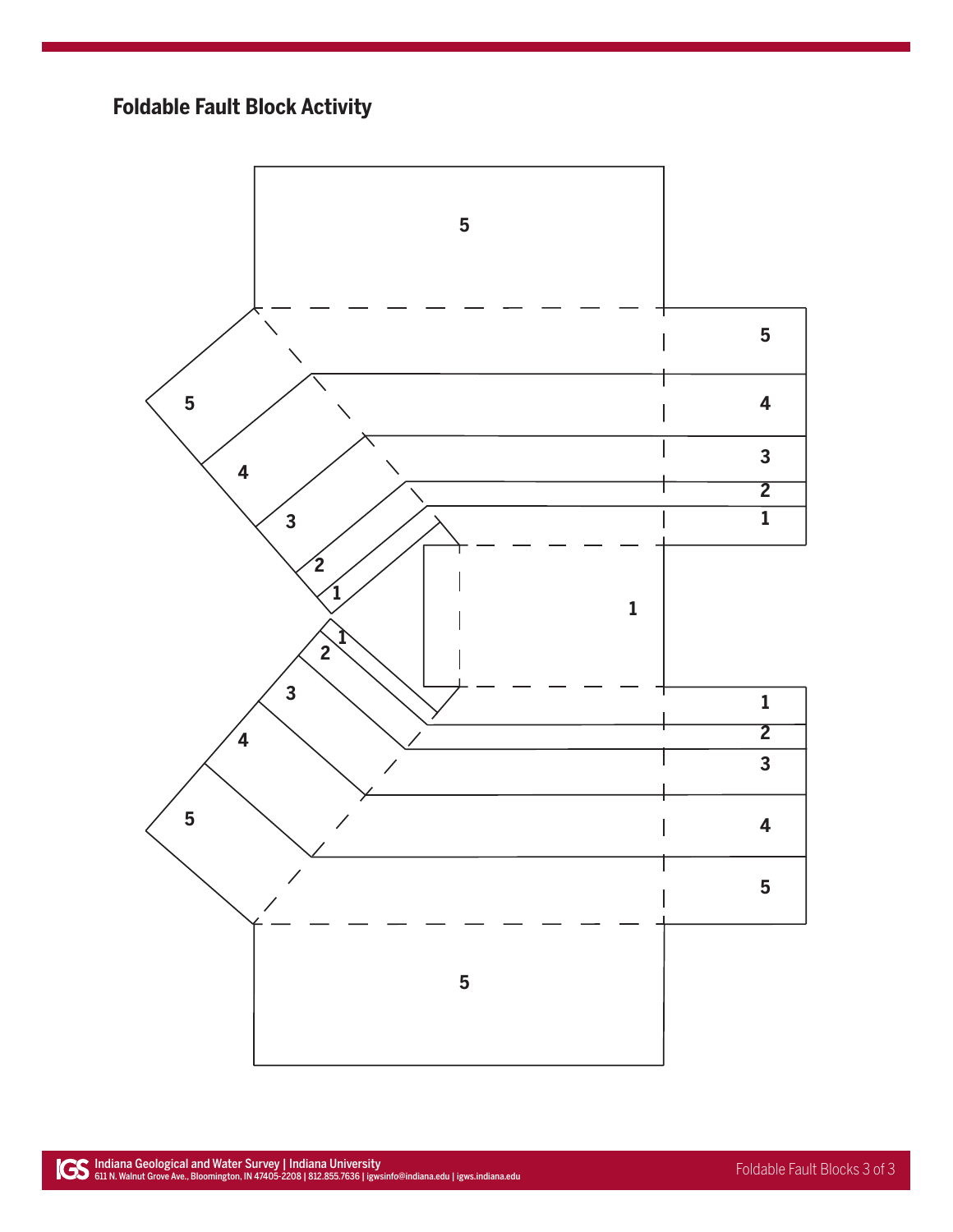## Foldable Fault Block Activity

5

5

5

4

4

3

3

2

2

1

1

1

1

1

2

2

3

3

4

4

5

5

5